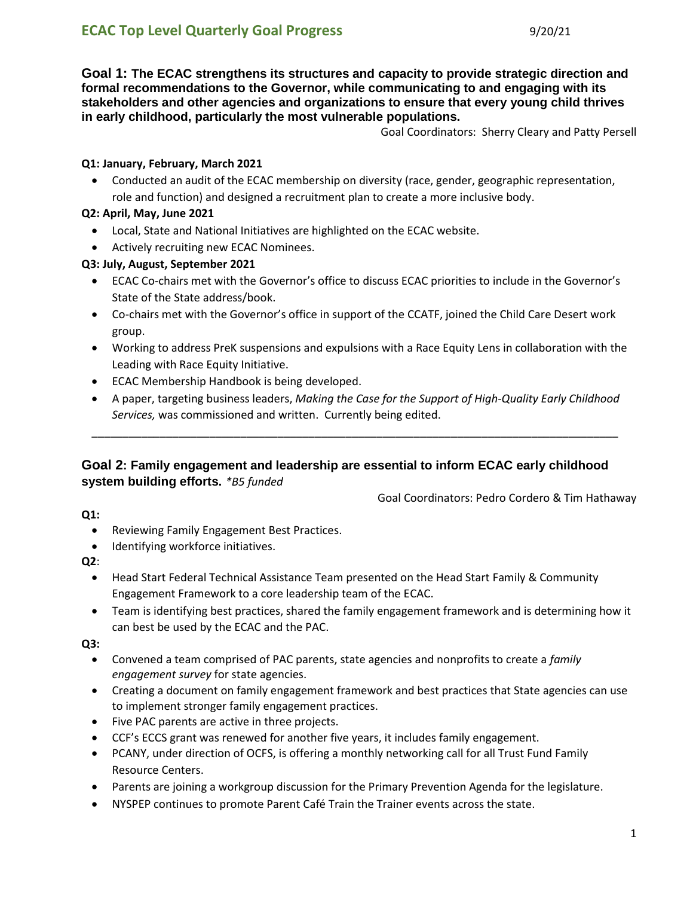# ECAC Top Level Quarterly Goal Progress

9/20/21

## Goal 1: The ECAC strengthens its structures and capacity to provide strategic direction and formal recommendations to the Governor, while communicating to and engaging with its stakeholders and other agencies and organizations to ensure that every young child thrives in early childhood, particularly the most vulnerable populations.

Goal Coordinators: Sherry Cleary and Patty Persell

**Q1: January, February, March 2021**

- Conducted an audit of the ECAC membership on diversity (race, gender, geographic representation, role and function) and designed a recruitment plan to create a more inclusive body.

**Q2: April, May, June 2021**

- Local, State and National Initiatives are highlighted on the ECAC website.
- Actively recruiting new ECAC Nominees.

**Q3: July, August, September 2021**

- ECAC Co-chairs met with the Governor's office to discuss ECAC priorities to include in the Governor's State of the State address/book.
- Co-chairs met with the Governor's office in support of the CCATF, joined the Child Care Desert work group.
- Working to address PreK suspensions and expulsions with a Race Equity Lens in collaboration with the Leading with Race Equity Initiative.
- ECAC Membership Handbook is being developed.
- A paper, targeting business leaders, *Making the Case for the Support of High-Quality Early Childhood Services,* was commissioned and written. Currently being edited.

---

## Goal 2: Family engagement and leadership are essential to inform ECAC early childhood system building efforts. *\*B5 funded*

Goal Coordinators: Pedro Cordero & Tim Hathaway

**Q1:**

- Reviewing Family Engagement Best Practices.
- Identifying workforce initiatives.

**Q2**:

- Head Start Federal Technical Assistance Team presented on the Head Start Family & Community Engagement Framework to a core leadership team of the ECAC.
- Team is identifying best practices, shared the family engagement framework and is determining how it can best be used by the ECAC and the PAC.

**Q3:**

- Convened a team comprised of PAC parents, state agencies and nonprofits to create a *family engagement survey* for state agencies.
- Creating a document on family engagement framework and best practices that State agencies can use to implement stronger family engagement practices.
- Five PAC parents are active in three projects.
- CCF's ECCS grant was renewed for another five years, it includes family engagement.
- PCANY, under direction of OCFS, is offering a monthly networking call for all Trust Fund Family Resource Centers.
- Parents are joining a workgroup discussion for the Primary Prevention Agenda for the legislature.
- NYSPEP continues to promote Parent Café Train the Trainer events across the state.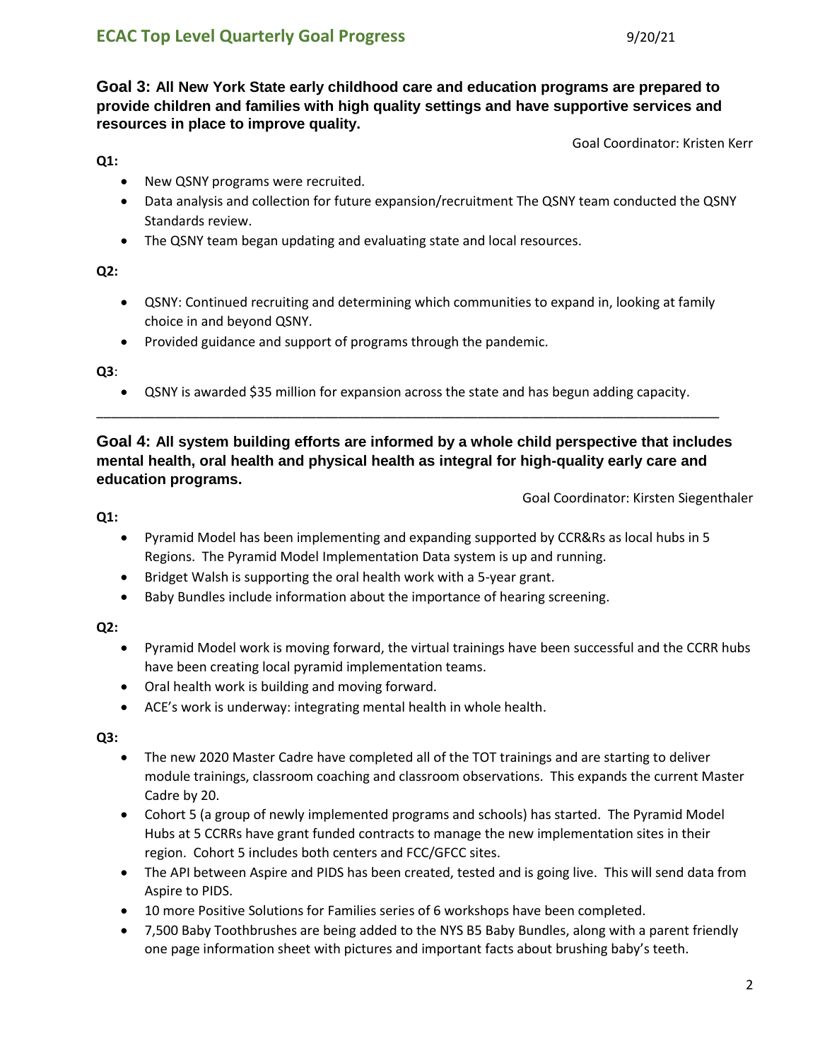**Goal 3: All New York State early childhood care and education programs are prepared to provide children and families with high quality settings and have supportive services and resources in place to improve quality.**

Goal Coordinator: Kristen Kerr

**Q1:**

- New QSNY programs were recruited.
- Data analysis and collection for future expansion/recruitment The QSNY team conducted the QSNY Standards review.
- The QSNY team began updating and evaluating state and local resources.

**Q2:**

- QSNY: Continued recruiting and determining which communities to expand in, looking at family choice in and beyond QSNY.
- Provided guidance and support of programs through the pandemic.

**Q3**:

- QSNY is awarded $35 million for expansion across the state and has begun adding capacity.

---

**Goal 4: All system building efforts are informed by a whole child perspective that includes mental health, oral health and physical health as integral for high-quality early care and education programs.**

Goal Coordinator: Kirsten Siegenthaler

**Q1:**

- Pyramid Model has been implementing and expanding supported by CCR&Rs as local hubs in 5 Regions. The Pyramid Model Implementation Data system is up and running.
- Bridget Walsh is supporting the oral health work with a 5-year grant.
- Baby Bundles include information about the importance of hearing screening.

**Q2:**

- Pyramid Model work is moving forward, the virtual trainings have been successful and the CCRR hubs have been creating local pyramid implementation teams.
- Oral health work is building and moving forward.
- ACE's work is underway: integrating mental health in whole health.

**Q3:**

- The new 2020 Master Cadre have completed all of the TOT trainings and are starting to deliver module trainings, classroom coaching and classroom observations. This expands the current Master Cadre by 20.
- Cohort 5 (a group of newly implemented programs and schools) has started. The Pyramid Model Hubs at 5 CCRRs have grant funded contracts to manage the new implementation sites in their region. Cohort 5 includes both centers and FCC/GFCC sites.
- The API between Aspire and PIDS has been created, tested and is going live. This will send data from Aspire to PIDS.
- 10 more Positive Solutions for Families series of 6 workshops have been completed.
- 7,500 Baby Toothbrushes are being added to the NYS B5 Baby Bundles, along with a parent friendly one page information sheet with pictures and important facts about brushing baby's teeth.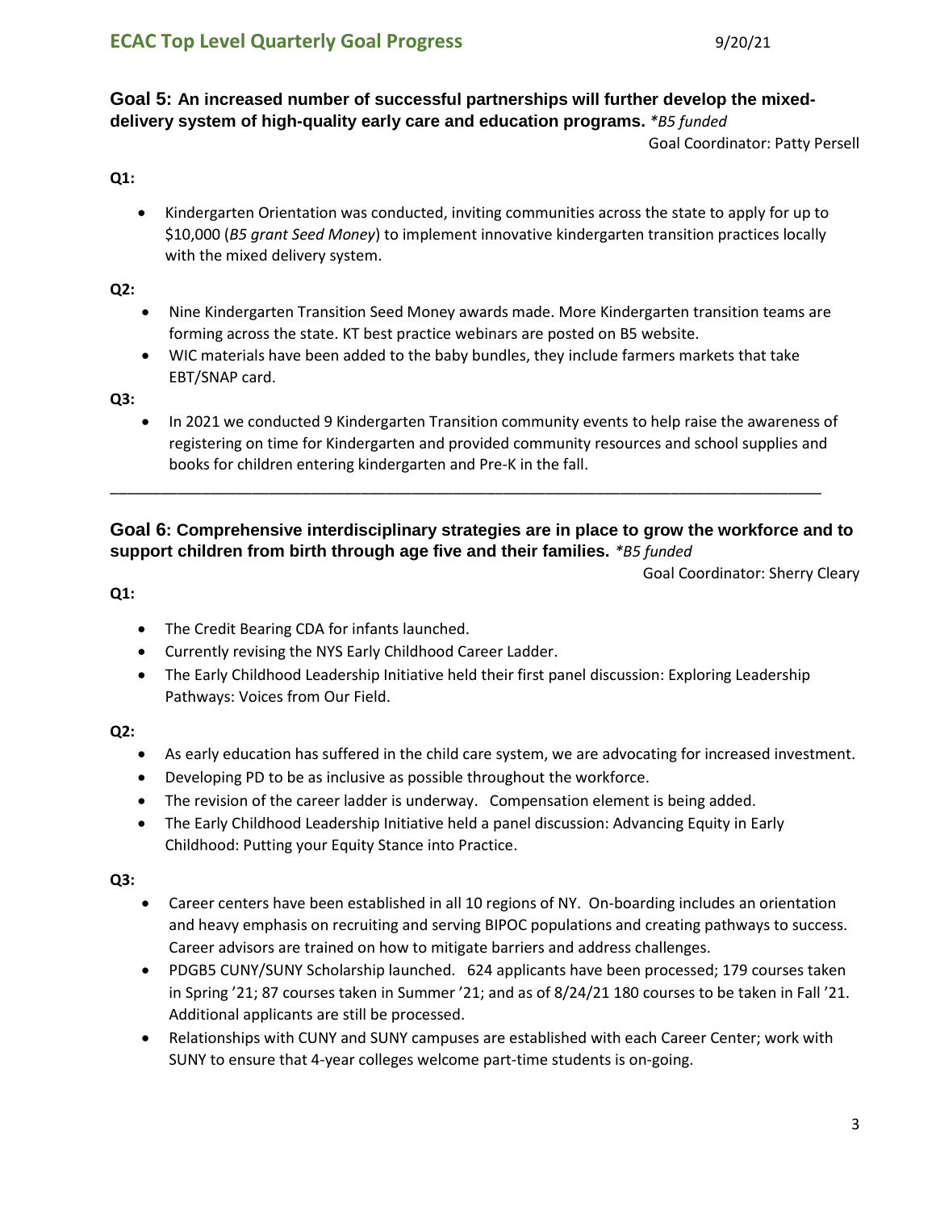## Goal 5: An increased number of successful partnerships will further develop the mixed-delivery system of high-quality early care and education programs. *\*B5 funded*

Goal Coordinator: Patty Persell

**Q1:**

- Kindergarten Orientation was conducted, inviting communities across the state to apply for up to $10,000 (*B5 grant Seed Money*) to implement innovative kindergarten transition practices locally with the mixed delivery system.

**Q2:**

- Nine Kindergarten Transition Seed Money awards made. More Kindergarten transition teams are forming across the state. KT best practice webinars are posted on B5 website.
- WIC materials have been added to the baby bundles, they include farmers markets that take EBT/SNAP card.

**Q3:**

- In 2021 we conducted 9 Kindergarten Transition community events to help raise the awareness of registering on time for Kindergarten and provided community resources and school supplies and books for children entering kindergarten and Pre-K in the fall.

---

## Goal 6: Comprehensive interdisciplinary strategies are in place to grow the workforce and to support children from birth through age five and their families. *\*B5 funded*

Goal Coordinator: Sherry Cleary

**Q1:**

- The Credit Bearing CDA for infants launched.
- Currently revising the NYS Early Childhood Career Ladder.
- The Early Childhood Leadership Initiative held their first panel discussion: Exploring Leadership Pathways: Voices from Our Field.

**Q2:**

- As early education has suffered in the child care system, we are advocating for increased investment.
- Developing PD to be as inclusive as possible throughout the workforce.
- The revision of the career ladder is underway. Compensation element is being added.
- The Early Childhood Leadership Initiative held a panel discussion: Advancing Equity in Early Childhood: Putting your Equity Stance into Practice.

**Q3:**

- Career centers have been established in all 10 regions of NY. On-boarding includes an orientation and heavy emphasis on recruiting and serving BIPOC populations and creating pathways to success. Career advisors are trained on how to mitigate barriers and address challenges.
- PDGB5 CUNY/SUNY Scholarship launched. 624 applicants have been processed; 179 courses taken in Spring '21; 87 courses taken in Summer '21; and as of 8/24/21 180 courses to be taken in Fall '21. Additional applicants are still be processed.
- Relationships with CUNY and SUNY campuses are established with each Career Center; work with SUNY to ensure that 4-year colleges welcome part-time students is on-going.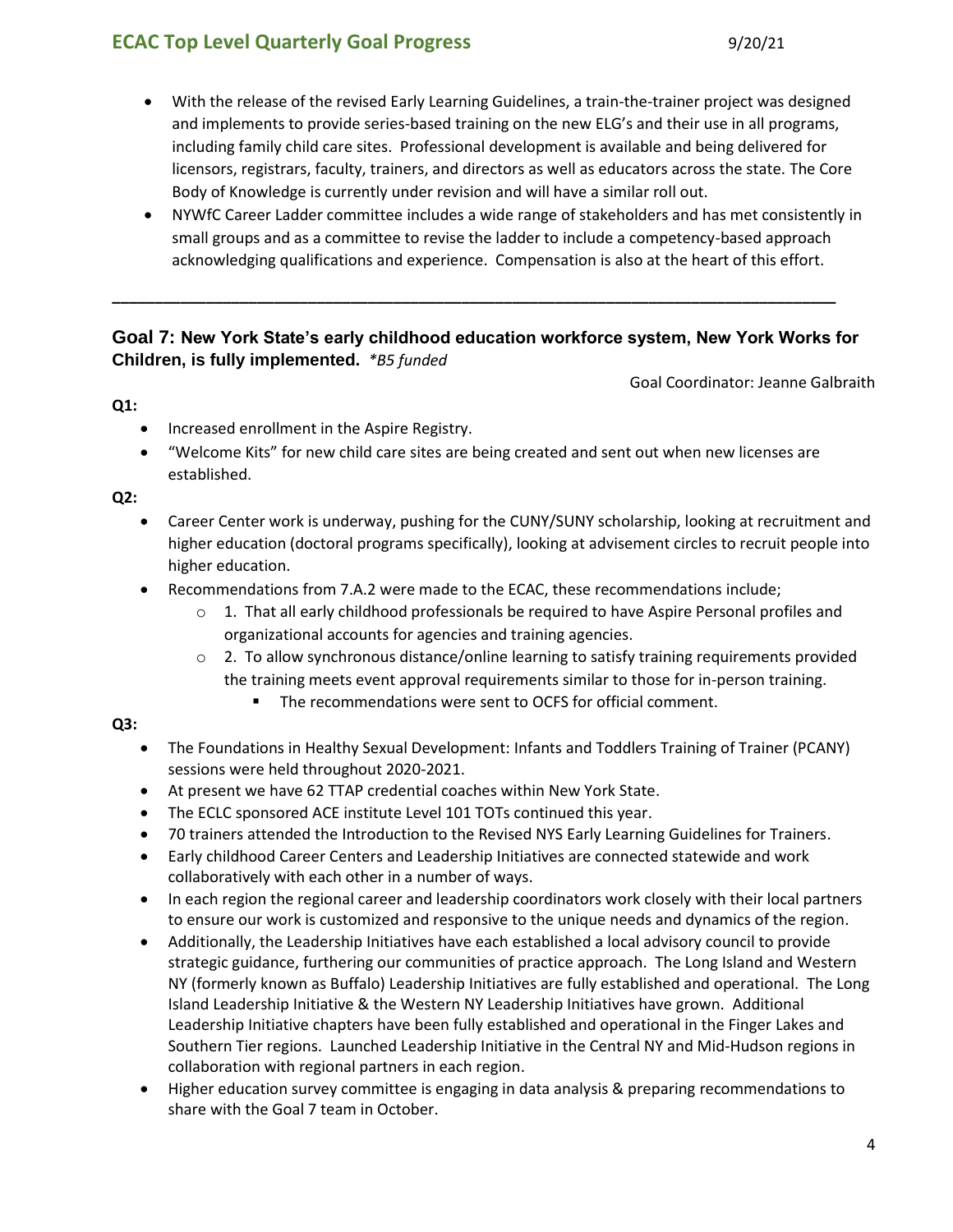- With the release of the revised Early Learning Guidelines, a train-the-trainer project was designed and implements to provide series-based training on the new ELG's and their use in all programs, including family child care sites. Professional development is available and being delivered for licensors, registrars, faculty, trainers, and directors as well as educators across the state. The Core Body of Knowledge is currently under revision and will have a similar roll out.
- NYWfC Career Ladder committee includes a wide range of stakeholders and has met consistently in small groups and as a committee to revise the ladder to include a competency-based approach acknowledging qualifications and experience. Compensation is also at the heart of this effort.

---

## Goal 7: New York State's early childhood education workforce system, New York Works for Children, is fully implemented. *\*B5 funded*

Goal Coordinator: Jeanne Galbraith

**Q1:**

- Increased enrollment in the Aspire Registry.
- "Welcome Kits" for new child care sites are being created and sent out when new licenses are established.

**Q2:**

- Career Center work is underway, pushing for the CUNY/SUNY scholarship, looking at recruitment and higher education (doctoral programs specifically), looking at advisement circles to recruit people into higher education.
- Recommendations from 7.A.2 were made to the ECAC, these recommendations include;
  - 1. That all early childhood professionals be required to have Aspire Personal profiles and organizational accounts for agencies and training agencies.
  - 2. To allow synchronous distance/online learning to satisfy training requirements provided the training meets event approval requirements similar to those for in-person training.
    - The recommendations were sent to OCFS for official comment.

**Q3:**

- The Foundations in Healthy Sexual Development: Infants and Toddlers Training of Trainer (PCANY) sessions were held throughout 2020-2021.
- At present we have 62 TTAP credential coaches within New York State.
- The ECLC sponsored ACE institute Level 101 TOTs continued this year.
- 70 trainers attended the Introduction to the Revised NYS Early Learning Guidelines for Trainers.
- Early childhood Career Centers and Leadership Initiatives are connected statewide and work collaboratively with each other in a number of ways.
- In each region the regional career and leadership coordinators work closely with their local partners to ensure our work is customized and responsive to the unique needs and dynamics of the region.
- Additionally, the Leadership Initiatives have each established a local advisory council to provide strategic guidance, furthering our communities of practice approach. The Long Island and Western NY (formerly known as Buffalo) Leadership Initiatives are fully established and operational. The Long Island Leadership Initiative & the Western NY Leadership Initiatives have grown. Additional Leadership Initiative chapters have been fully established and operational in the Finger Lakes and Southern Tier regions. Launched Leadership Initiative in the Central NY and Mid-Hudson regions in collaboration with regional partners in each region.
- Higher education survey committee is engaging in data analysis & preparing recommendations to share with the Goal 7 team in October.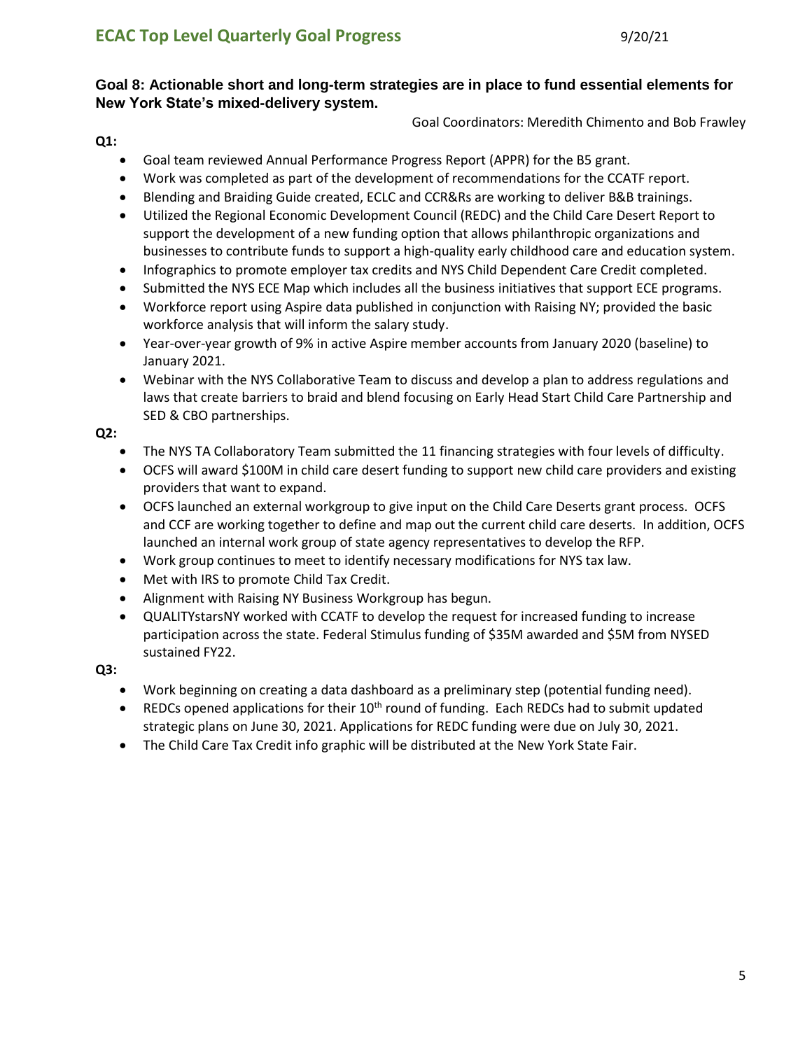## Goal 8: Actionable short and long-term strategies are in place to fund essential elements for New York State's mixed-delivery system.

Goal Coordinators: Meredith Chimento and Bob Frawley

**Q1:**

- Goal team reviewed Annual Performance Progress Report (APPR) for the B5 grant.
- Work was completed as part of the development of recommendations for the CCATF report.
- Blending and Braiding Guide created, ECLC and CCR&Rs are working to deliver B&B trainings.
- Utilized the Regional Economic Development Council (REDC) and the Child Care Desert Report to support the development of a new funding option that allows philanthropic organizations and businesses to contribute funds to support a high-quality early childhood care and education system.
- Infographics to promote employer tax credits and NYS Child Dependent Care Credit completed.
- Submitted the NYS ECE Map which includes all the business initiatives that support ECE programs.
- Workforce report using Aspire data published in conjunction with Raising NY; provided the basic workforce analysis that will inform the salary study.
- Year-over-year growth of 9% in active Aspire member accounts from January 2020 (baseline) to January 2021.
- Webinar with the NYS Collaborative Team to discuss and develop a plan to address regulations and laws that create barriers to braid and blend focusing on Early Head Start Child Care Partnership and SED & CBO partnerships.

**Q2:**

- The NYS TA Collaboratory Team submitted the 11 financing strategies with four levels of difficulty.
- OCFS will award $100M in child care desert funding to support new child care providers and existing providers that want to expand.
- OCFS launched an external workgroup to give input on the Child Care Deserts grant process. OCFS and CCF are working together to define and map out the current child care deserts. In addition, OCFS launched an internal work group of state agency representatives to develop the RFP.
- Work group continues to meet to identify necessary modifications for NYS tax law.
- Met with IRS to promote Child Tax Credit.
- Alignment with Raising NY Business Workgroup has begun.
- QUALITYstarsNY worked with CCATF to develop the request for increased funding to increase participation across the state. Federal Stimulus funding of $35M awarded and $5M from NYSED sustained FY22.

**Q3:**

- Work beginning on creating a data dashboard as a preliminary step (potential funding need).
- REDCs opened applications for their 10th round of funding. Each REDCs had to submit updated strategic plans on June 30, 2021. Applications for REDC funding were due on July 30, 2021.
- The Child Care Tax Credit info graphic will be distributed at the New York State Fair.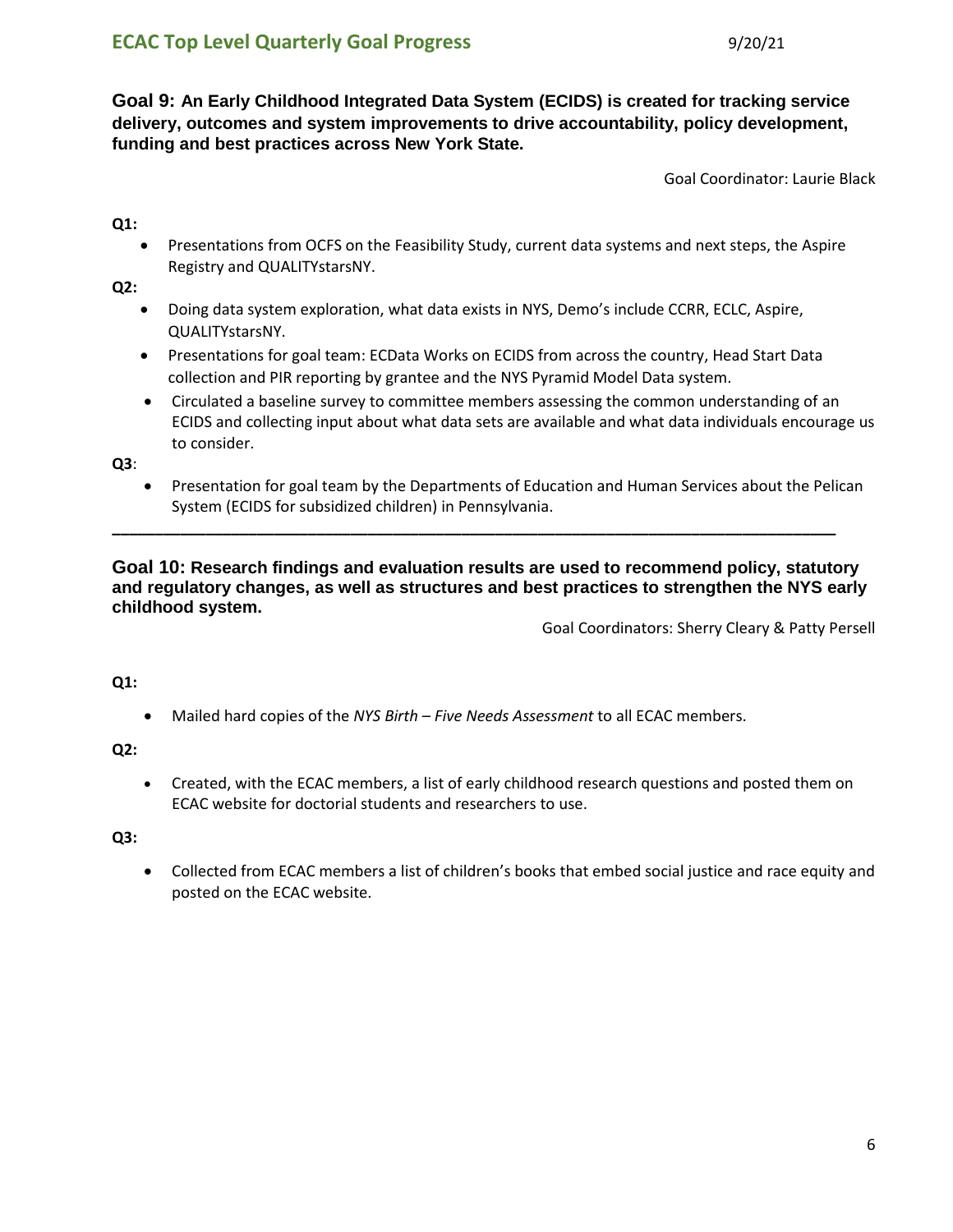## Goal 9: An Early Childhood Integrated Data System (ECIDS) is created for tracking service delivery, outcomes and system improvements to drive accountability, policy development, funding and best practices across New York State.

Goal Coordinator: Laurie Black

**Q1:**

- Presentations from OCFS on the Feasibility Study, current data systems and next steps, the Aspire Registry and QUALITYstarsNY.

**Q2:**

- Doing data system exploration, what data exists in NYS, Demo's include CCRR, ECLC, Aspire, QUALITYstarsNY.
- Presentations for goal team: ECData Works on ECIDS from across the country, Head Start Data collection and PIR reporting by grantee and the NYS Pyramid Model Data system.
- Circulated a baseline survey to committee members assessing the common understanding of an ECIDS and collecting input about what data sets are available and what data individuals encourage us to consider.

**Q3**:

- Presentation for goal team by the Departments of Education and Human Services about the Pelican System (ECIDS for subsidized children) in Pennsylvania.

---

## Goal 10: Research findings and evaluation results are used to recommend policy, statutory and regulatory changes, as well as structures and best practices to strengthen the NYS early childhood system.

Goal Coordinators: Sherry Cleary & Patty Persell

**Q1:**

- Mailed hard copies of the *NYS Birth – Five Needs Assessment* to all ECAC members.

**Q2:**

- Created, with the ECAC members, a list of early childhood research questions and posted them on ECAC website for doctorial students and researchers to use.

**Q3:**

- Collected from ECAC members a list of children's books that embed social justice and race equity and posted on the ECAC website.